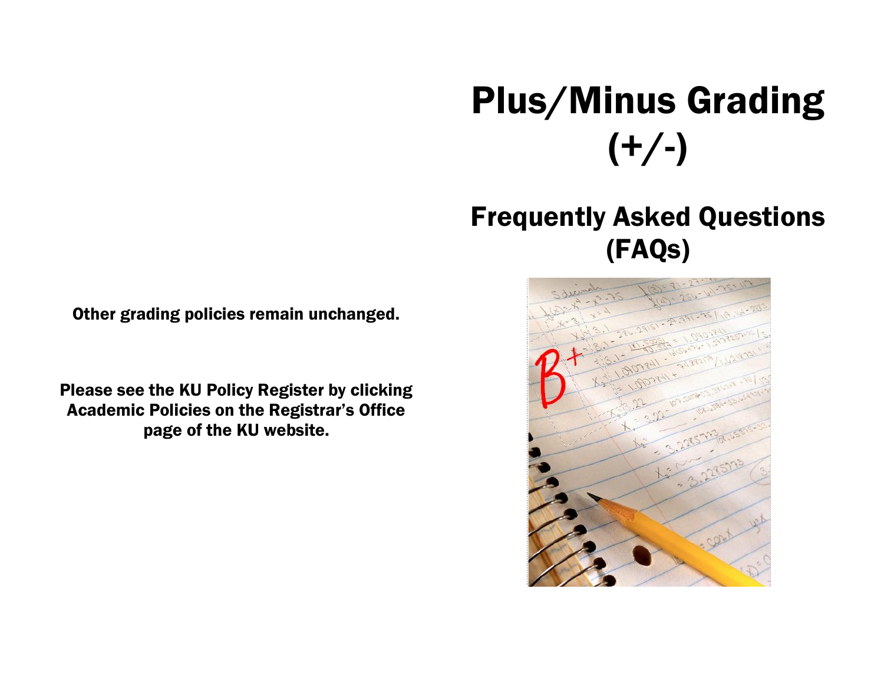# Plus/Minus Grading (+/-)

## Frequently Asked Questions (FAQs)

**Other grading policies remain unchanged.**

**Please see the KU Policy Register by clicking Academic Policies on the Registrar's Office page of the KU website.**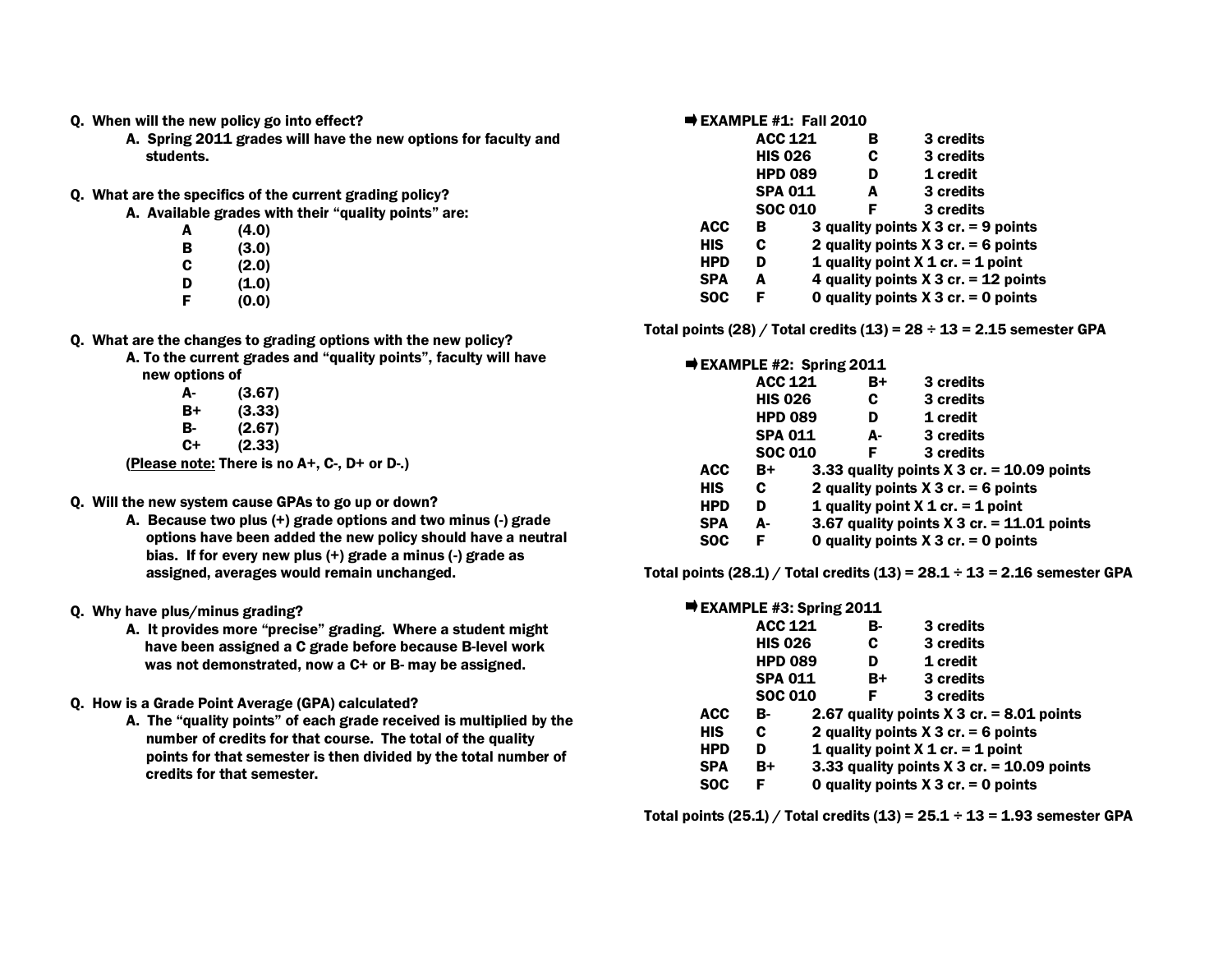**Q. When will the new policy go into effect?**

**A. Spring 2011 grades will have the new options for faculty and students.**

**Q. What are the specifics of the current grading policy?**

**A. Available grades with their "quality points" are:**

| | |
|---|---|
| **A** | **(4.0)** |
| **B** | **(3.0)** |
| **C** | **(2.0)** |
| **D** | **(1.0)** |
| **F** | **(0.0)** |

**Q. What are the changes to grading options with the new policy?**

**A. To the current grades and "quality points", faculty will have new options of**

| | |
|---|---|
| **A-** | **(3.67)** |
| **B+** | **(3.33)** |
| **B-** | **(2.67)** |
| **C+** | **(2.33)** |

**(Please note: There is no A+, C-, D+ or D-.)**

**Q. Will the new system cause GPAs to go up or down?**

**A. Because two plus (+) grade options and two minus (-) grade options have been added the new policy should have a neutral bias. If for every new plus (+) grade a minus (-) grade as assigned, averages would remain unchanged.**

**Q. Why have plus/minus grading?**

**A. It provides more "precise" grading. Where a student might have been assigned a C grade before because B-level work was not demonstrated, now a C+ or B- may be assigned.**

**Q. How is a Grade Point Average (GPA) calculated?**

**A. The "quality points" of each grade received is multiplied by the number of credits for that course. The total of the quality points for that semester is then divided by the total number of credits for that semester.**

**➡EXAMPLE #1: Fall 2010**

| | | |
|---|---|---|
| **ACC 121** | **B** | **3 credits** |
| **HIS 026** | **C** | **3 credits** |
| **HPD 089** | **D** | **1 credit** |
| **SPA 011** | **A** | **3 credits** |
| **SOC 010** | **F** | **3 credits** |

| | | |
|---|---|---|
| **ACC** | **B** | **3 quality points X 3 cr. = 9 points** |
| **HIS** | **C** | **2 quality points X 3 cr. = 6 points** |
| **HPD** | **D** | **1 quality point X 1 cr. = 1 point** |
| **SPA** | **A** | **4 quality points X 3 cr. = 12 points** |
| **SOC** | **F** | **0 quality points X 3 cr. = 0 points** |

**Total points (28) / Total credits (13) = 28 ÷ 13 = 2.15 semester GPA**

**➡EXAMPLE #2: Spring 2011**

| | | |
|---|---|---|
| **ACC 121** | **B+** | **3 credits** |
| **HIS 026** | **C** | **3 credits** |
| **HPD 089** | **D** | **1 credit** |
| **SPA 011** | **A-** | **3 credits** |
| **SOC 010** | **F** | **3 credits** |

| | | |
|---|---|---|
| **ACC** | **B+** | **3.33 quality points X 3 cr. = 10.09 points** |
| **HIS** | **C** | **2 quality points X 3 cr. = 6 points** |
| **HPD** | **D** | **1 quality point X 1 cr. = 1 point** |
| **SPA** | **A-** | **3.67 quality points X 3 cr. = 11.01 points** |
| **SOC** | **F** | **0 quality points X 3 cr. = 0 points** |

**Total points (28.1) / Total credits (13) = 28.1 ÷ 13 = 2.16 semester GPA**

**➡EXAMPLE #3: Spring 2011**

| | | |
|---|---|---|
| **ACC 121** | **B-** | **3 credits** |
| **HIS 026** | **C** | **3 credits** |
| **HPD 089** | **D** | **1 credit** |
| **SPA 011** | **B+** | **3 credits** |
| **SOC 010** | **F** | **3 credits** |

| | | |
|---|---|---|
| **ACC** | **B-** | **2.67 quality points X 3 cr. = 8.01 points** |
| **HIS** | **C** | **2 quality points X 3 cr. = 6 points** |
| **HPD** | **D** | **1 quality point X 1 cr. = 1 point** |
| **SPA** | **B+** | **3.33 quality points X 3 cr. = 10.09 points** |
| **SOC** | **F** | **0 quality points X 3 cr. = 0 points** |

**Total points (25.1) / Total credits (13) = 25.1 ÷ 13 = 1.93 semester GPA**